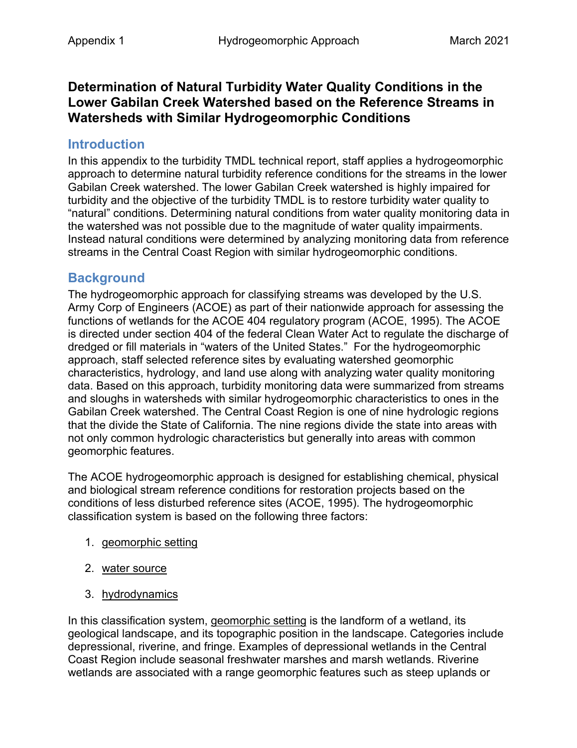# Determination of Natural Turbidity Water Quality Conditions in the Lower Gabilan Creek Watershed based on the Reference Streams in Watersheds with Similar Hydrogeomorphic Conditions

## Introduction

In this appendix to the turbidity TMDL technical report, staff applies a hydrogeomorphic approach to determine natural turbidity reference conditions for the streams in the lower Gabilan Creek watershed. The lower Gabilan Creek watershed is highly impaired for turbidity and the objective of the turbidity TMDL is to restore turbidity water quality to "natural" conditions. Determining natural conditions from water quality monitoring data in the watershed was not possible due to the magnitude of water quality impairments. Instead natural conditions were determined by analyzing monitoring data from reference streams in the Central Coast Region with similar hydrogeomorphic conditions.

## Background

The hydrogeomorphic approach for classifying streams was developed by the U.S. Army Corp of Engineers (ACOE) as part of their nationwide approach for assessing the functions of wetlands for the ACOE 404 regulatory program (ACOE, 1995). The ACOE is directed under section 404 of the federal Clean Water Act to regulate the discharge of dredged or fill materials in "waters of the United States." For the hydrogeomorphic approach, staff selected reference sites by evaluating watershed geomorphic characteristics, hydrology, and land use along with analyzing water quality monitoring data. Based on this approach, turbidity monitoring data were summarized from streams and sloughs in watersheds with similar hydrogeomorphic characteristics to ones in the Gabilan Creek watershed. The Central Coast Region is one of nine hydrologic regions that the divide the State of California. The nine regions divide the state into areas with not only common hydrologic characteristics but generally into areas with common geomorphic features.

The ACOE hydrogeomorphic approach is designed for establishing chemical, physical and biological stream reference conditions for restoration projects based on the conditions of less disturbed reference sites (ACOE, 1995). The hydrogeomorphic classification system is based on the following three factors:

1. <u>geomorphic setting</u>
2. <u>water source</u>
3. <u>hydrodynamics</u>

In this classification system, <u>geomorphic setting</u> is the landform of a wetland, its geological landscape, and its topographic position in the landscape. Categories include depressional, riverine, and fringe. Examples of depressional wetlands in the Central Coast Region include seasonal freshwater marshes and marsh wetlands. Riverine wetlands are associated with a range geomorphic features such as steep uplands or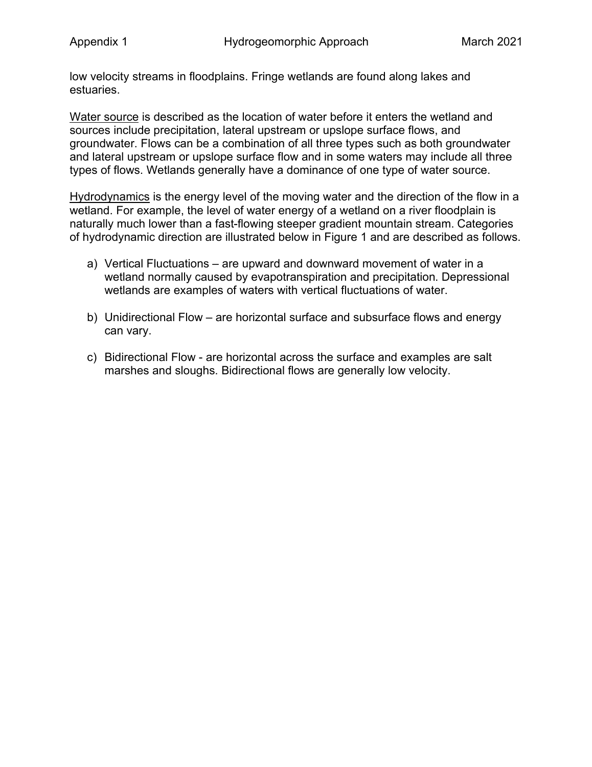low velocity streams in floodplains. Fringe wetlands are found along lakes and estuaries.

<u>Water source</u> is described as the location of water before it enters the wetland and sources include precipitation, lateral upstream or upslope surface flows, and groundwater. Flows can be a combination of all three types such as both groundwater and lateral upstream or upslope surface flow and in some waters may include all three types of flows. Wetlands generally have a dominance of one type of water source.

<u>Hydrodynamics</u> is the energy level of the moving water and the direction of the flow in a wetland. For example, the level of water energy of a wetland on a river floodplain is naturally much lower than a fast-flowing steeper gradient mountain stream. Categories of hydrodynamic direction are illustrated below in Figure 1 and are described as follows.

a) Vertical Fluctuations – are upward and downward movement of water in a wetland normally caused by evapotranspiration and precipitation. Depressional wetlands are examples of waters with vertical fluctuations of water.

b) Unidirectional Flow – are horizontal surface and subsurface flows and energy can vary.

c) Bidirectional Flow - are horizontal across the surface and examples are salt marshes and sloughs. Bidirectional flows are generally low velocity.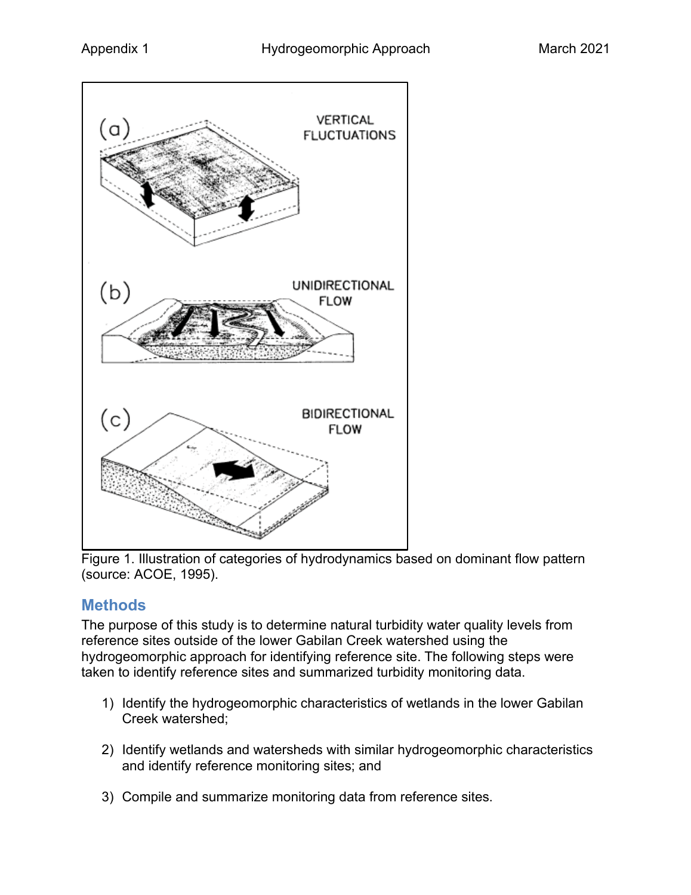Figure 1. Illustration of categories of hydrodynamics based on dominant flow pattern (source: ACOE, 1995).

## Methods

The purpose of this study is to determine natural turbidity water quality levels from reference sites outside of the lower Gabilan Creek watershed using the hydrogeomorphic approach for identifying reference site. The following steps were taken to identify reference sites and summarized turbidity monitoring data.

1) Identify the hydrogeomorphic characteristics of wetlands in the lower Gabilan Creek watershed;

2) Identify wetlands and watersheds with similar hydrogeomorphic characteristics and identify reference monitoring sites; and

3) Compile and summarize monitoring data from reference sites.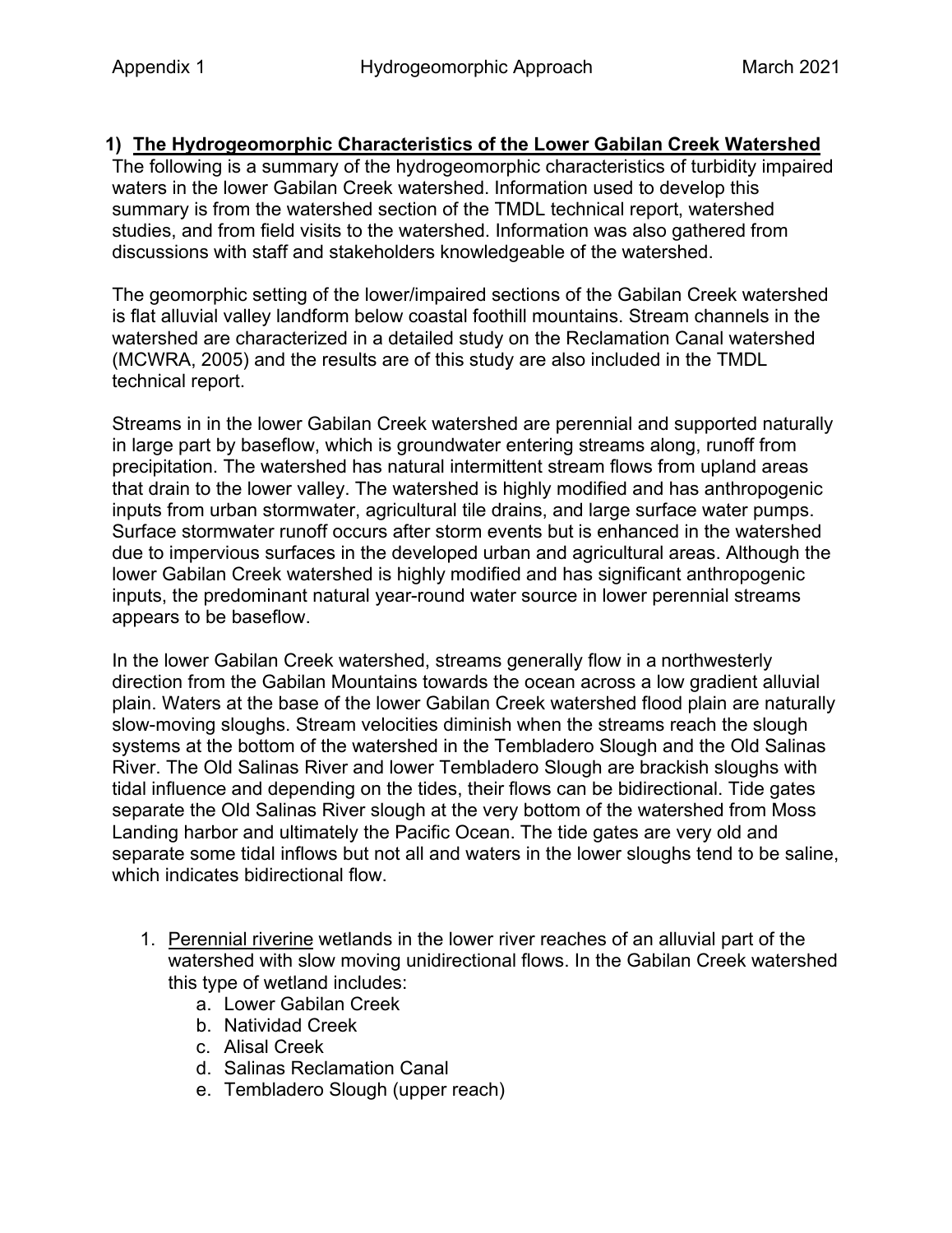## 1) The Hydrogeomorphic Characteristics of the Lower Gabilan Creek Watershed

The following is a summary of the hydrogeomorphic characteristics of turbidity impaired waters in the lower Gabilan Creek watershed. Information used to develop this summary is from the watershed section of the TMDL technical report, watershed studies, and from field visits to the watershed. Information was also gathered from discussions with staff and stakeholders knowledgeable of the watershed.

The geomorphic setting of the lower/impaired sections of the Gabilan Creek watershed is flat alluvial valley landform below coastal foothill mountains. Stream channels in the watershed are characterized in a detailed study on the Reclamation Canal watershed (MCWRA, 2005) and the results are of this study are also included in the TMDL technical report.

Streams in in the lower Gabilan Creek watershed are perennial and supported naturally in large part by baseflow, which is groundwater entering streams along, runoff from precipitation. The watershed has natural intermittent stream flows from upland areas that drain to the lower valley. The watershed is highly modified and has anthropogenic inputs from urban stormwater, agricultural tile drains, and large surface water pumps. Surface stormwater runoff occurs after storm events but is enhanced in the watershed due to impervious surfaces in the developed urban and agricultural areas. Although the lower Gabilan Creek watershed is highly modified and has significant anthropogenic inputs, the predominant natural year-round water source in lower perennial streams appears to be baseflow.

In the lower Gabilan Creek watershed, streams generally flow in a northwesterly direction from the Gabilan Mountains towards the ocean across a low gradient alluvial plain. Waters at the base of the lower Gabilan Creek watershed flood plain are naturally slow-moving sloughs. Stream velocities diminish when the streams reach the slough systems at the bottom of the watershed in the Tembladero Slough and the Old Salinas River. The Old Salinas River and lower Tembladero Slough are brackish sloughs with tidal influence and depending on the tides, their flows can be bidirectional. Tide gates separate the Old Salinas River slough at the very bottom of the watershed from Moss Landing harbor and ultimately the Pacific Ocean. The tide gates are very old and separate some tidal inflows but not all and waters in the lower sloughs tend to be saline, which indicates bidirectional flow.

1. Perennial riverine wetlands in the lower river reaches of an alluvial part of the watershed with slow moving unidirectional flows. In the Gabilan Creek watershed this type of wetland includes:
   a. Lower Gabilan Creek
   b. Natividad Creek
   c. Alisal Creek
   d. Salinas Reclamation Canal
   e. Tembladero Slough (upper reach)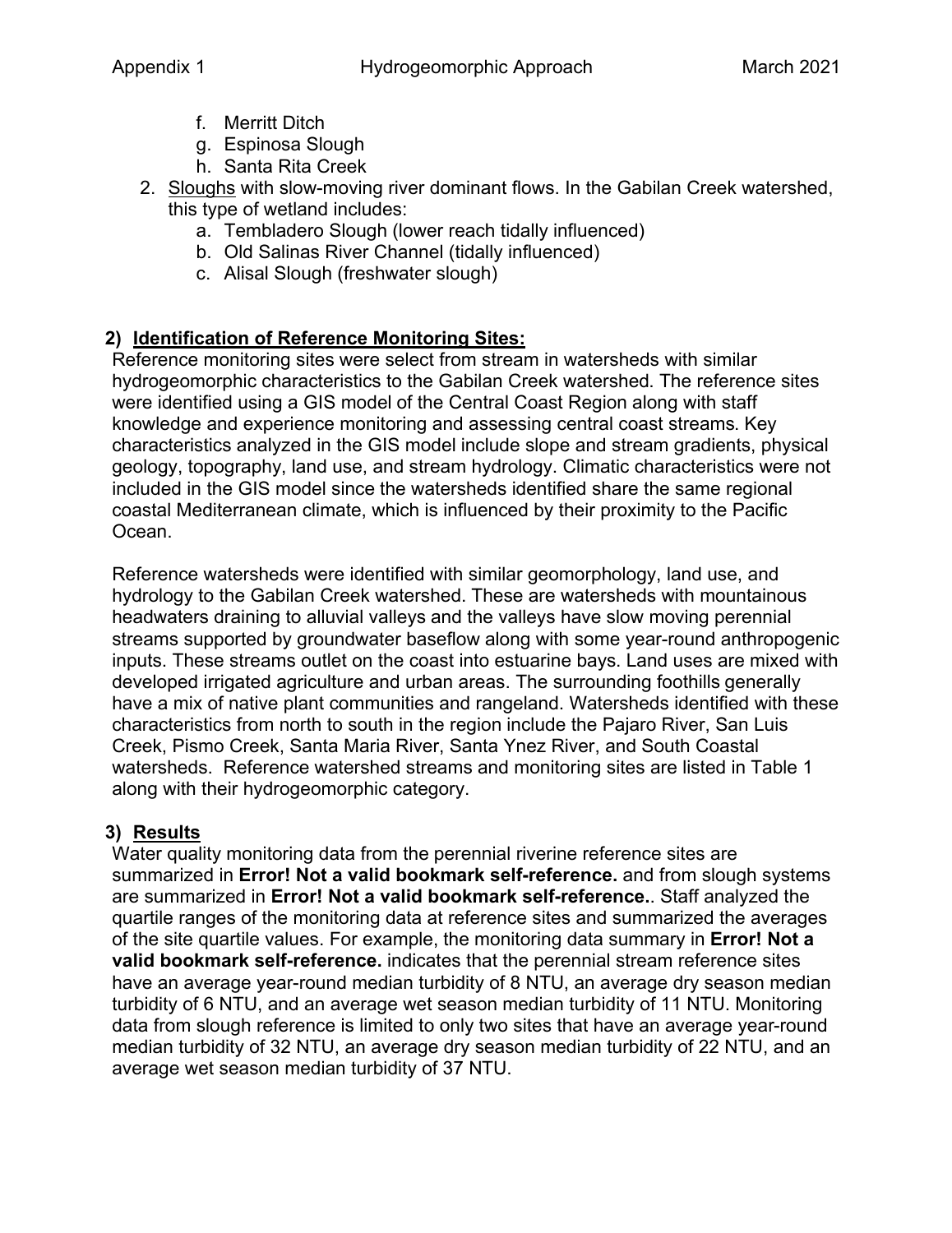f. Merritt Ditch
   g. Espinosa Slough
   h. Santa Rita Creek

2. Sloughs with slow-moving river dominant flows. In the Gabilan Creek watershed, this type of wetland includes:
   a. Tembladero Slough (lower reach tidally influenced)
   b. Old Salinas River Channel (tidally influenced)
   c. Alisal Slough (freshwater slough)

## 2) Identification of Reference Monitoring Sites:

Reference monitoring sites were select from stream in watersheds with similar hydrogeomorphic characteristics to the Gabilan Creek watershed. The reference sites were identified using a GIS model of the Central Coast Region along with staff knowledge and experience monitoring and assessing central coast streams. Key characteristics analyzed in the GIS model include slope and stream gradients, physical geology, topography, land use, and stream hydrology. Climatic characteristics were not included in the GIS model since the watersheds identified share the same regional coastal Mediterranean climate, which is influenced by their proximity to the Pacific Ocean.

Reference watersheds were identified with similar geomorphology, land use, and hydrology to the Gabilan Creek watershed. These are watersheds with mountainous headwaters draining to alluvial valleys and the valleys have slow moving perennial streams supported by groundwater baseflow along with some year-round anthropogenic inputs. These streams outlet on the coast into estuarine bays. Land uses are mixed with developed irrigated agriculture and urban areas. The surrounding foothills generally have a mix of native plant communities and rangeland. Watersheds identified with these characteristics from north to south in the region include the Pajaro River, San Luis Creek, Pismo Creek, Santa Maria River, Santa Ynez River, and South Coastal watersheds. Reference watershed streams and monitoring sites are listed in Table 1 along with their hydrogeomorphic category.

## 3) Results

Water quality monitoring data from the perennial riverine reference sites are summarized in **Error! Not a valid bookmark self-reference.** and from slough systems are summarized in **Error! Not a valid bookmark self-reference.**. Staff analyzed the quartile ranges of the monitoring data at reference sites and summarized the averages of the site quartile values. For example, the monitoring data summary in **Error! Not a valid bookmark self-reference.** indicates that the perennial stream reference sites have an average year-round median turbidity of 8 NTU, an average dry season median turbidity of 6 NTU, and an average wet season median turbidity of 11 NTU. Monitoring data from slough reference is limited to only two sites that have an average year-round median turbidity of 32 NTU, an average dry season median turbidity of 22 NTU, and an average wet season median turbidity of 37 NTU.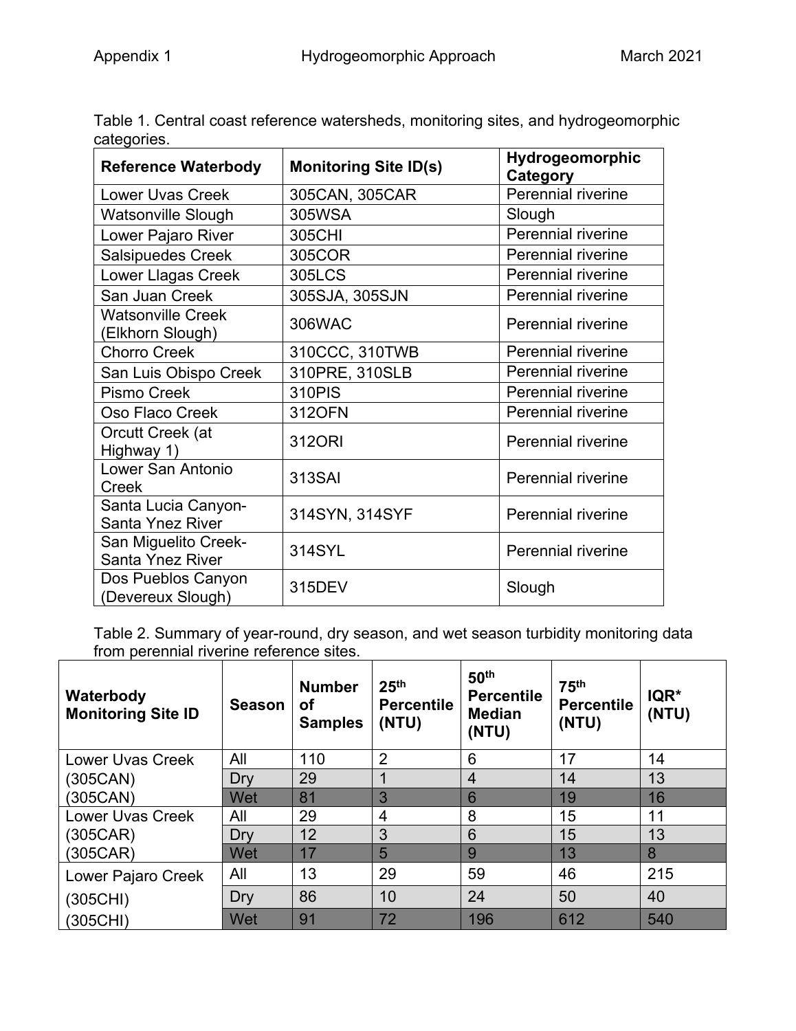Table 1. Central coast reference watersheds, monitoring sites, and hydrogeomorphic categories.

| Reference Waterbody | Monitoring Site ID(s) | Hydrogeomorphic Category |
| --- | --- | --- |
| Lower Uvas Creek | 305CAN, 305CAR | Perennial riverine |
| Watsonville Slough | 305WSA | Slough |
| Lower Pajaro River | 305CHI | Perennial riverine |
| Salsipuedes Creek | 305COR | Perennial riverine |
| Lower Llagas Creek | 305LCS | Perennial riverine |
| San Juan Creek | 305SJA, 305SJN | Perennial riverine |
| Watsonville Creek (Elkhorn Slough) | 306WAC | Perennial riverine |
| Chorro Creek | 310CCC, 310TWB | Perennial riverine |
| San Luis Obispo Creek | 310PRE, 310SLB | Perennial riverine |
| Pismo Creek | 310PIS | Perennial riverine |
| Oso Flaco Creek | 312OFN | Perennial riverine |
| Orcutt Creek (at Highway 1) | 312ORI | Perennial riverine |
| Lower San Antonio Creek | 313SAI | Perennial riverine |
| Santa Lucia Canyon-Santa Ynez River | 314SYN, 314SYF | Perennial riverine |
| San Miguelito Creek-Santa Ynez River | 314SYL | Perennial riverine |
| Dos Pueblos Canyon (Devereux Slough) | 315DEV | Slough |

Table 2. Summary of year-round, dry season, and wet season turbidity monitoring data from perennial riverine reference sites.

| Waterbody Monitoring Site ID | Season | Number of Samples | 25th Percentile (NTU) | 50th Percentile Median (NTU) | 75th Percentile (NTU) | IQR* (NTU) |
| --- | --- | --- | --- | --- | --- | --- |
| Lower Uvas Creek (305CAN) | All | 110 | 2 | 6 | 17 | 14 |
| (305CAN) | Dry | 29 | 1 | 4 | 14 | 13 |
| (305CAN) | Wet | 81 | 3 | 6 | 19 | 16 |
| Lower Uvas Creek (305CAR) | All | 29 | 4 | 8 | 15 | 11 |
| (305CAR) | Dry | 12 | 3 | 6 | 15 | 13 |
| (305CAR) | Wet | 17 | 5 | 9 | 13 | 8 |
| Lower Pajaro Creek (305CHI) | All | 13 | 29 | 59 | 46 | 215 |
| (305CHI) | Dry | 86 | 10 | 24 | 50 | 40 |
| (305CHI) | Wet | 91 | 72 | 196 | 612 | 540 |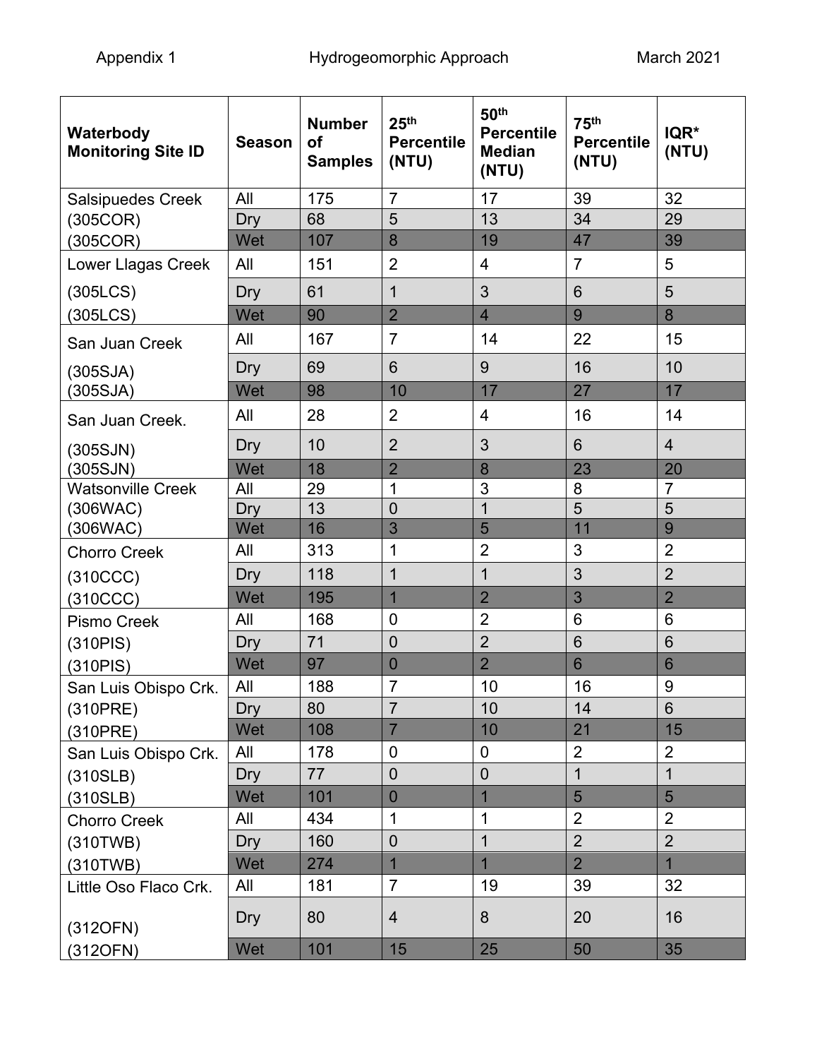| Waterbody Monitoring Site ID | Season | Number of Samples | 25th Percentile (NTU) | 50th Percentile Median (NTU) | 75th Percentile (NTU) | IQR* (NTU) |
|---|---|---|---|---|---|---|
| Salsipuedes Creek (305COR) | All | 175 | 7 | 17 | 39 | 32 |
| (305COR) | Dry | 68 | 5 | 13 | 34 | 29 |
| (305COR) | Wet | 107 | 8 | 19 | 47 | 39 |
| Lower Llagas Creek (305LCS) | All | 151 | 2 | 4 | 7 | 5 |
| (305LCS) | Dry | 61 | 1 | 3 | 6 | 5 |
| (305LCS) | Wet | 90 | 2 | 4 | 9 | 8 |
| San Juan Creek (305SJA) | All | 167 | 7 | 14 | 22 | 15 |
| (305SJA) | Dry | 69 | 6 | 9 | 16 | 10 |
| (305SJA) | Wet | 98 | 10 | 17 | 27 | 17 |
| San Juan Creek. (305SJN) | All | 28 | 2 | 4 | 16 | 14 |
| (305SJN) | Dry | 10 | 2 | 3 | 6 | 4 |
| (305SJN) | Wet | 18 | 2 | 8 | 23 | 20 |
| Watsonville Creek (306WAC) | All | 29 | 1 | 3 | 8 | 7 |
| (306WAC) | Dry | 13 | 0 | 1 | 5 | 5 |
| (306WAC) | Wet | 16 | 3 | 5 | 11 | 9 |
| Chorro Creek (310CCC) | All | 313 | 1 | 2 | 3 | 2 |
| (310CCC) | Dry | 118 | 1 | 1 | 3 | 2 |
| (310CCC) | Wet | 195 | 1 | 2 | 3 | 2 |
| Pismo Creek (310PIS) | All | 168 | 0 | 2 | 6 | 6 |
| (310PIS) | Dry | 71 | 0 | 2 | 6 | 6 |
| (310PIS) | Wet | 97 | 0 | 2 | 6 | 6 |
| San Luis Obispo Crk. (310PRE) | All | 188 | 7 | 10 | 16 | 9 |
| (310PRE) | Dry | 80 | 7 | 10 | 14 | 6 |
| (310PRE) | Wet | 108 | 7 | 10 | 21 | 15 |
| San Luis Obispo Crk. (310SLB) | All | 178 | 0 | 0 | 2 | 2 |
| (310SLB) | Dry | 77 | 0 | 0 | 1 | 1 |
| (310SLB) | Wet | 101 | 0 | 1 | 5 | 5 |
| Chorro Creek (310TWB) | All | 434 | 1 | 1 | 2 | 2 |
| (310TWB) | Dry | 160 | 0 | 1 | 2 | 2 |
| (310TWB) | Wet | 274 | 1 | 1 | 2 | 1 |
| Little Oso Flaco Crk. (312OFN) | All | 181 | 7 | 19 | 39 | 32 |
| (312OFN) | Dry | 80 | 4 | 8 | 20 | 16 |
| (312OFN) | Wet | 101 | 15 | 25 | 50 | 35 |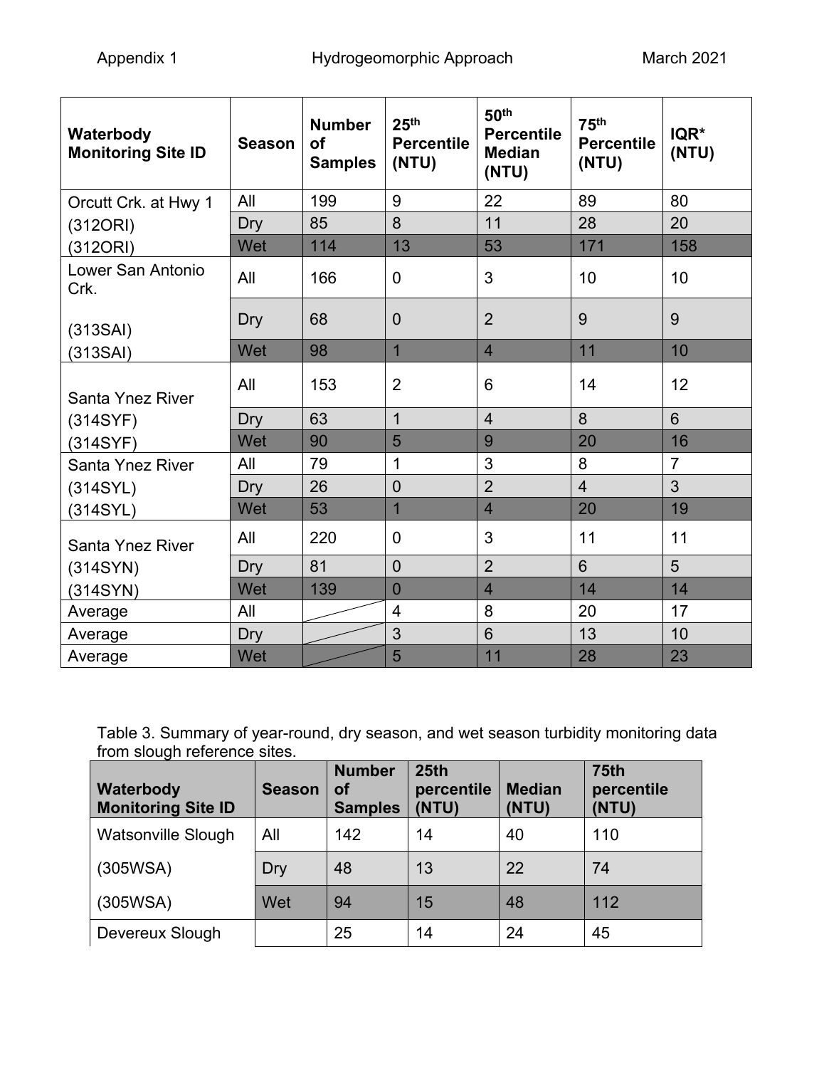| Waterbody Monitoring Site ID | Season | Number of Samples | 25th Percentile (NTU) | 50th Percentile Median (NTU) | 75th Percentile (NTU) | IQR* (NTU) |
|---|---|---|---|---|---|---|
| Orcutt Crk. at Hwy 1 | All | 199 | 9 | 22 | 89 | 80 |
| (312ORI) | Dry | 85 | 8 | 11 | 28 | 20 |
| (312ORI) | Wet | 114 | 13 | 53 | 171 | 158 |
| Lower San Antonio Crk. | All | 166 | 0 | 3 | 10 | 10 |
| (313SAI) | Dry | 68 | 0 | 2 | 9 | 9 |
| (313SAI) | Wet | 98 | 1 | 4 | 11 | 10 |
| Santa Ynez River | All | 153 | 2 | 6 | 14 | 12 |
| (314SYF) | Dry | 63 | 1 | 4 | 8 | 6 |
| (314SYF) | Wet | 90 | 5 | 9 | 20 | 16 |
| Santa Ynez River | All | 79 | 1 | 3 | 8 | 7 |
| (314SYL) | Dry | 26 | 0 | 2 | 4 | 3 |
| (314SYL) | Wet | 53 | 1 | 4 | 20 | 19 |
| Santa Ynez River | All | 220 | 0 | 3 | 11 | 11 |
| (314SYN) | Dry | 81 | 0 | 2 | 6 | 5 |
| (314SYN) | Wet | 139 | 0 | 4 | 14 | 14 |
| Average | All | | 4 | 8 | 20 | 17 |
| Average | Dry | | 3 | 6 | 13 | 10 |
| Average | Wet | | 5 | 11 | 28 | 23 |

Table 3. Summary of year-round, dry season, and wet season turbidity monitoring data from slough reference sites.

| Waterbody Monitoring Site ID | Season | Number of Samples | 25th percentile (NTU) | Median (NTU) | 75th percentile (NTU) |
|---|---|---|---|---|---|
| Watsonville Slough | All | 142 | 14 | 40 | 110 |
| (305WSA) | Dry | 48 | 13 | 22 | 74 |
| (305WSA) | Wet | 94 | 15 | 48 | 112 |
| Devereux Slough | | 25 | 14 | 24 | 45 |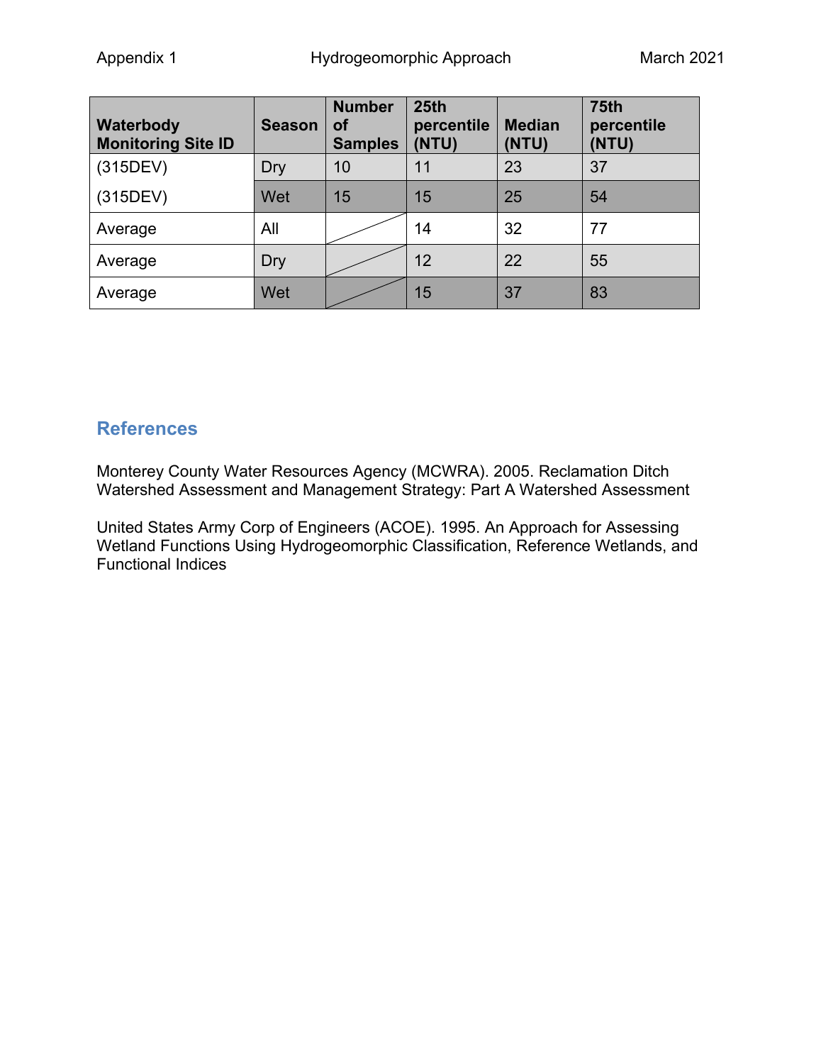| Waterbody Monitoring Site ID | Season | Number of Samples | 25th percentile (NTU) | Median (NTU) | 75th percentile (NTU) |
|---|---|---|---|---|---|
| (315DEV) | Dry | 10 | 11 | 23 | 37 |
| (315DEV) | Wet | 15 | 15 | 25 | 54 |
| Average | All | | 14 | 32 | 77 |
| Average | Dry | | 12 | 22 | 55 |
| Average | Wet | | 15 | 37 | 83 |

## References

Monterey County Water Resources Agency (MCWRA). 2005. Reclamation Ditch Watershed Assessment and Management Strategy: Part A Watershed Assessment

United States Army Corp of Engineers (ACOE). 1995. An Approach for Assessing Wetland Functions Using Hydrogeomorphic Classification, Reference Wetlands, and Functional Indices